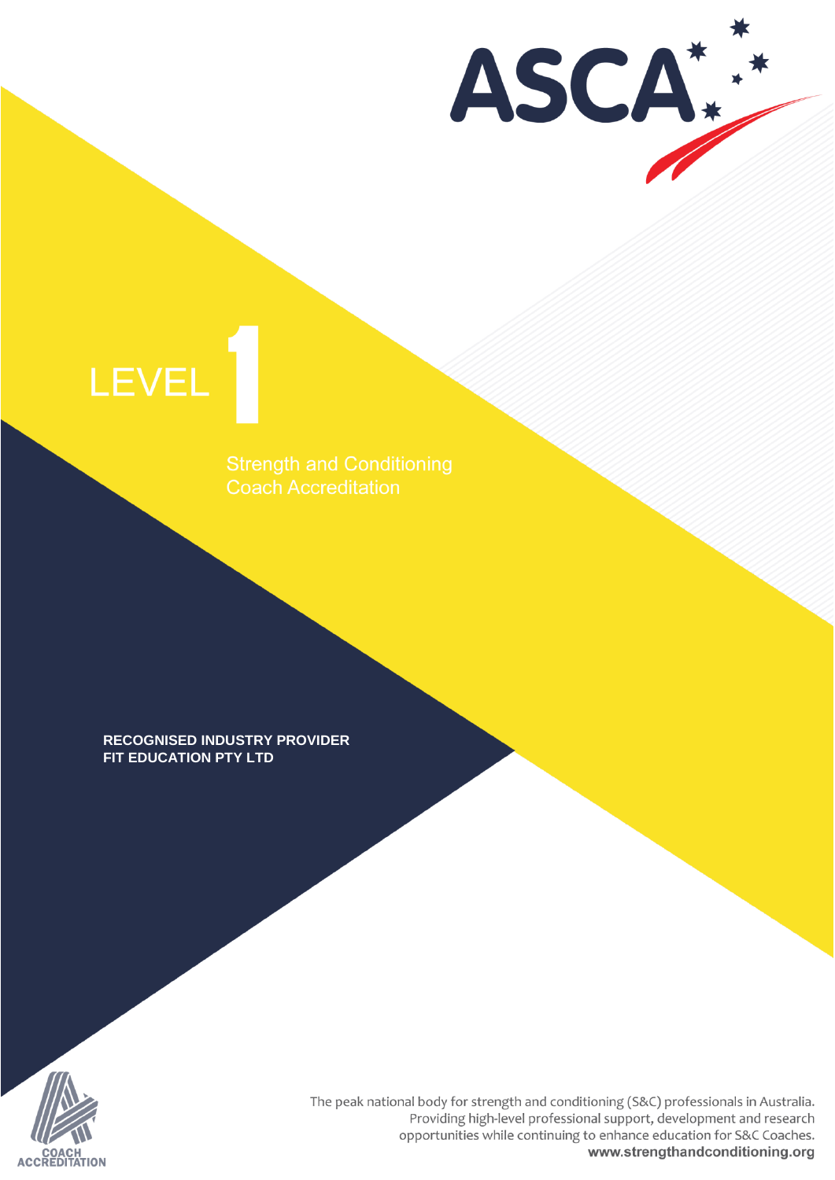ASCA

# LEVEL 1

## Strength and Conditioning Coach Accreditation

**RECOGNISED INDUSTRY PROVIDER**
**FIT EDUCATION PTY LTD**

COACH ACCREDITATION

The peak national body for strength and conditioning (S&C) professionals in Australia. Providing high-level professional support, development and research opportunities while continuing to enhance education for S&C Coaches.

**www.strengthandconditioning.org**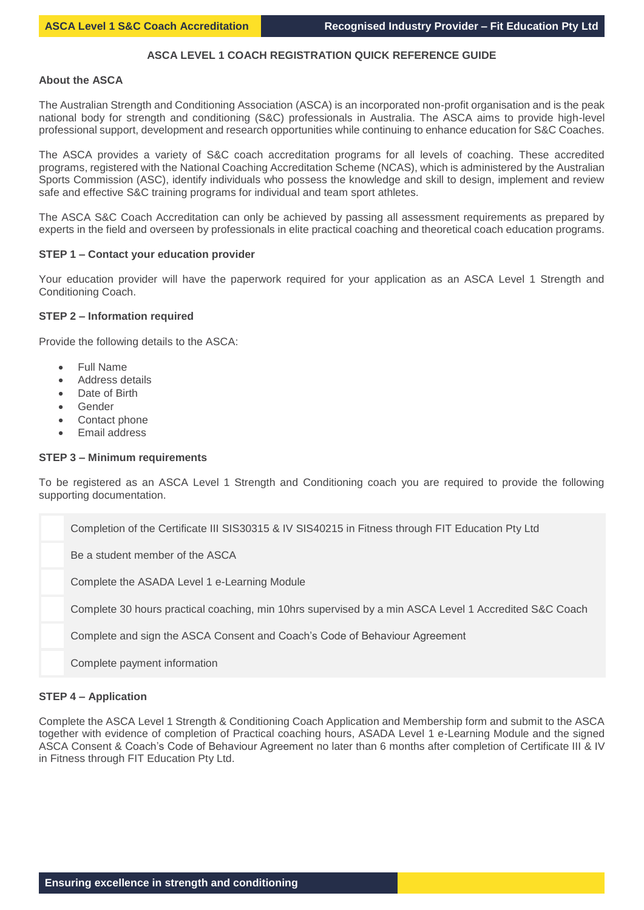## ASCA LEVEL 1 COACH REGISTRATION QUICK REFERENCE GUIDE

### About the ASCA

The Australian Strength and Conditioning Association (ASCA) is an incorporated non-profit organisation and is the peak national body for strength and conditioning (S&C) professionals in Australia. The ASCA aims to provide high-level professional support, development and research opportunities while continuing to enhance education for S&C Coaches.

The ASCA provides a variety of S&C coach accreditation programs for all levels of coaching. These accredited programs, registered with the National Coaching Accreditation Scheme (NCAS), which is administered by the Australian Sports Commission (ASC), identify individuals who possess the knowledge and skill to design, implement and review safe and effective S&C training programs for individual and team sport athletes.

The ASCA S&C Coach Accreditation can only be achieved by passing all assessment requirements as prepared by experts in the field and overseen by professionals in elite practical coaching and theoretical coach education programs.

### STEP 1 – Contact your education provider

Your education provider will have the paperwork required for your application as an ASCA Level 1 Strength and Conditioning Coach.

### STEP 2 – Information required

Provide the following details to the ASCA:

- Full Name
- Address details
- Date of Birth
- Gender
- Contact phone
- Email address

### STEP 3 – Minimum requirements

To be registered as an ASCA Level 1 Strength and Conditioning coach you are required to provide the following supporting documentation.

- [ ] Completion of the Certificate III SIS30315 & IV SIS40215 in Fitness through FIT Education Pty Ltd
- [ ] Be a student member of the ASCA
- [ ] Complete the ASADA Level 1 e-Learning Module
- [ ] Complete 30 hours practical coaching, min 10hrs supervised by a min ASCA Level 1 Accredited S&C Coach
- [ ] Complete and sign the ASCA Consent and Coach's Code of Behaviour Agreement
- [ ] Complete payment information

### STEP 4 – Application

Complete the ASCA Level 1 Strength & Conditioning Coach Application and Membership form and submit to the ASCA together with evidence of completion of Practical coaching hours, ASADA Level 1 e-Learning Module and the signed ASCA Consent & Coach's Code of Behaviour Agreement no later than 6 months after completion of Certificate III & IV in Fitness through FIT Education Pty Ltd.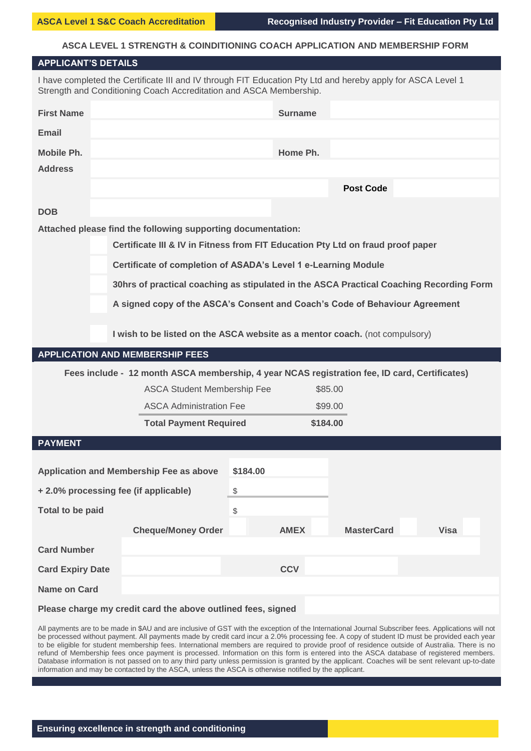## ASCA LEVEL 1 STRENGTH & COINDITIONING COACH APPLICATION AND MEMBERSHIP FORM

### APPLICANT'S DETAILS

I have completed the Certificate III and IV through FIT Education Pty Ltd and hereby apply for ASCA Level 1 Strength and Conditioning Coach Accreditation and ASCA Membership.

| | | | |
|---|---|---|---|
| **First Name** | | **Surname** | |
| **Email** | | | |
| **Mobile Ph.** | | **Home Ph.** | |
| **Address** | | | |
| | | **Post Code** | |
| **DOB** | | | |

**Attached please find the following supporting documentation:**

- ☐ **Certificate III & IV in Fitness from FIT Education Pty Ltd on fraud proof paper**
- ☐ **Certificate of completion of ASADA's Level 1 e-Learning Module**
- ☐ **30hrs of practical coaching as stipulated in the ASCA Practical Coaching Recording Form**
- ☐ **A signed copy of the ASCA's Consent and Coach's Code of Behaviour Agreement**

- ☐ **I wish to be listed on the ASCA website as a mentor coach.** (not compulsory)

### APPLICATION AND MEMBERSHIP FEES

**Fees include - 12 month ASCA membership, 4 year NCAS registration fee, ID card, Certificates)**

| | |
|---|---|
| ASCA Student Membership Fee | $85.00 |
| ASCA Administration Fee | $99.00 |
| **Total Payment Required** | **$184.00** |

### PAYMENT

| | |
|---|---|
| **Application and Membership Fee as above** | **$184.00** |
| **+ 2.0% processing fee (if applicable)** | $ |
| **Total to be paid** | $ |

**Cheque/Money Order** ☐ **AMEX** ☐ **MasterCard** ☐ **Visa** ☐

| | | | |
|---|---|---|---|
| **Card Number** | | | |
| **Card Expiry Date** | | **CCV** | |
| **Name on Card** | | | |

**Please charge my credit card the above outlined fees, signed**

All payments are to be made in $AU and are inclusive of GST with the exception of the International Journal Subscriber fees. Applications will not be processed without payment. All payments made by credit card incur a 2.0% processing fee. A copy of student ID must be provided each year to be eligible for student membership fees. International members are required to provide proof of residence outside of Australia. There is no refund of Membership fees once payment is processed. Information on this form is entered into the ASCA database of registered members. Database information is not passed on to any third party unless permission is granted by the applicant. Coaches will be sent relevant up-to-date information and may be contacted by the ASCA, unless the ASCA is otherwise notified by the applicant.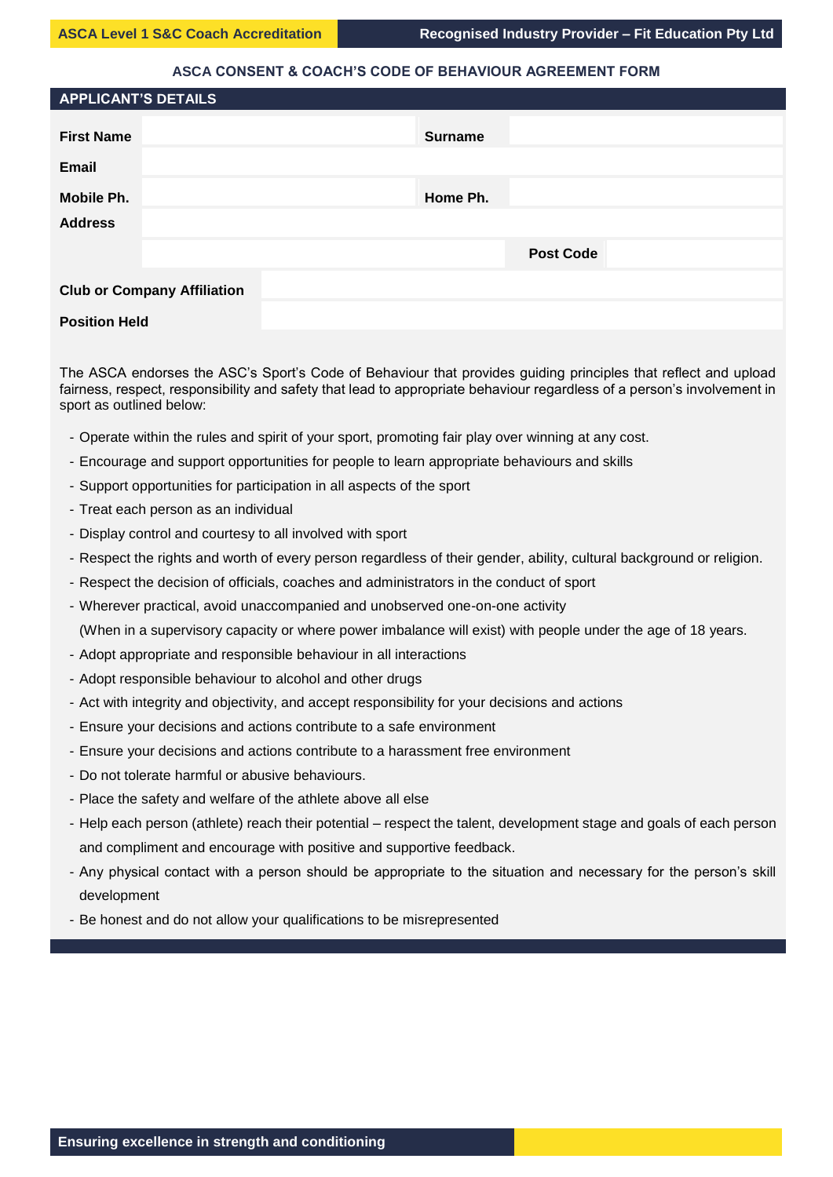## ASCA CONSENT & COACH'S CODE OF BEHAVIOUR AGREEMENT FORM

### APPLICANT'S DETAILS

| | | | |
|---|---|---|---|
| **First Name** | | **Surname** | |
| **Email** | | | |
| **Mobile Ph.** | | **Home Ph.** | |
| **Address** | | | |
| | | **Post Code** | |
| **Club or Company Affiliation** | | | |
| **Position Held** | | | |

The ASCA endorses the ASC's Sport's Code of Behaviour that provides guiding principles that reflect and upload fairness, respect, responsibility and safety that lead to appropriate behaviour regardless of a person's involvement in sport as outlined below:

- Operate within the rules and spirit of your sport, promoting fair play over winning at any cost.
- Encourage and support opportunities for people to learn appropriate behaviours and skills
- Support opportunities for participation in all aspects of the sport
- Treat each person as an individual
- Display control and courtesy to all involved with sport
- Respect the rights and worth of every person regardless of their gender, ability, cultural background or religion.
- Respect the decision of officials, coaches and administrators in the conduct of sport
- Wherever practical, avoid unaccompanied and unobserved one-on-one activity (When in a supervisory capacity or where power imbalance will exist) with people under the age of 18 years.
- Adopt appropriate and responsible behaviour in all interactions
- Adopt responsible behaviour to alcohol and other drugs
- Act with integrity and objectivity, and accept responsibility for your decisions and actions
- Ensure your decisions and actions contribute to a safe environment
- Ensure your decisions and actions contribute to a harassment free environment
- Do not tolerate harmful or abusive behaviours.
- Place the safety and welfare of the athlete above all else
- Help each person (athlete) reach their potential – respect the talent, development stage and goals of each person and compliment and encourage with positive and supportive feedback.
- Any physical contact with a person should be appropriate to the situation and necessary for the person's skill development
- Be honest and do not allow your qualifications to be misrepresented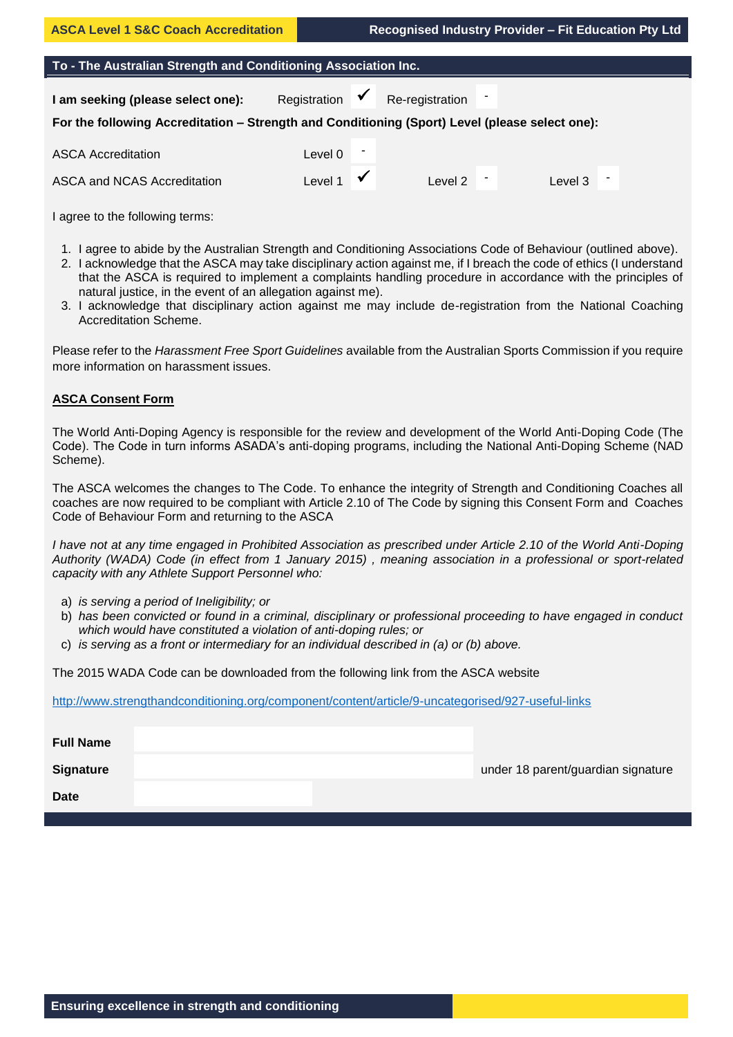## To - The Australian Strength and Conditioning Association Inc.

**I am seeking (please select one):** Registration ✓ Re-registration -

**For the following Accreditation – Strength and Conditioning (Sport) Level (please select one):**

| | | | |
|---|---|---|---|
| ASCA Accreditation | Level 0 - | | |
| ASCA and NCAS Accreditation | Level 1 ✓ | Level 2 - | Level 3 - |

I agree to the following terms:

1. I agree to abide by the Australian Strength and Conditioning Associations Code of Behaviour (outlined above).
2. I acknowledge that the ASCA may take disciplinary action against me, if I breach the code of ethics (I understand that the ASCA is required to implement a complaints handling procedure in accordance with the principles of natural justice, in the event of an allegation against me).
3. I acknowledge that disciplinary action against me may include de-registration from the National Coaching Accreditation Scheme.

Please refer to the *Harassment Free Sport Guidelines* available from the Australian Sports Commission if you require more information on harassment issues.

## ASCA Consent Form

The World Anti-Doping Agency is responsible for the review and development of the World Anti-Doping Code (The Code). The Code in turn informs ASADA's anti-doping programs, including the National Anti-Doping Scheme (NAD Scheme).

The ASCA welcomes the changes to The Code. To enhance the integrity of Strength and Conditioning Coaches all coaches are now required to be compliant with Article 2.10 of The Code by signing this Consent Form and Coaches Code of Behaviour Form and returning to the ASCA

*I have not at any time engaged in Prohibited Association as prescribed under Article 2.10 of the World Anti-Doping Authority (WADA) Code (in effect from 1 January 2015) , meaning association in a professional or sport-related capacity with any Athlete Support Personnel who:*

a) *is serving a period of Ineligibility; or*
b) *has been convicted or found in a criminal, disciplinary or professional proceeding to have engaged in conduct which would have constituted a violation of anti-doping rules; or*
c) *is serving as a front or intermediary for an individual described in (a) or (b) above.*

The 2015 WADA Code can be downloaded from the following link from the ASCA website

http://www.strengthandconditioning.org/component/content/article/9-uncategorised/927-useful-links

| | | |
|---|---|---|
| **Full Name** | | |
| **Signature** | | under 18 parent/guardian signature |
| **Date** | | |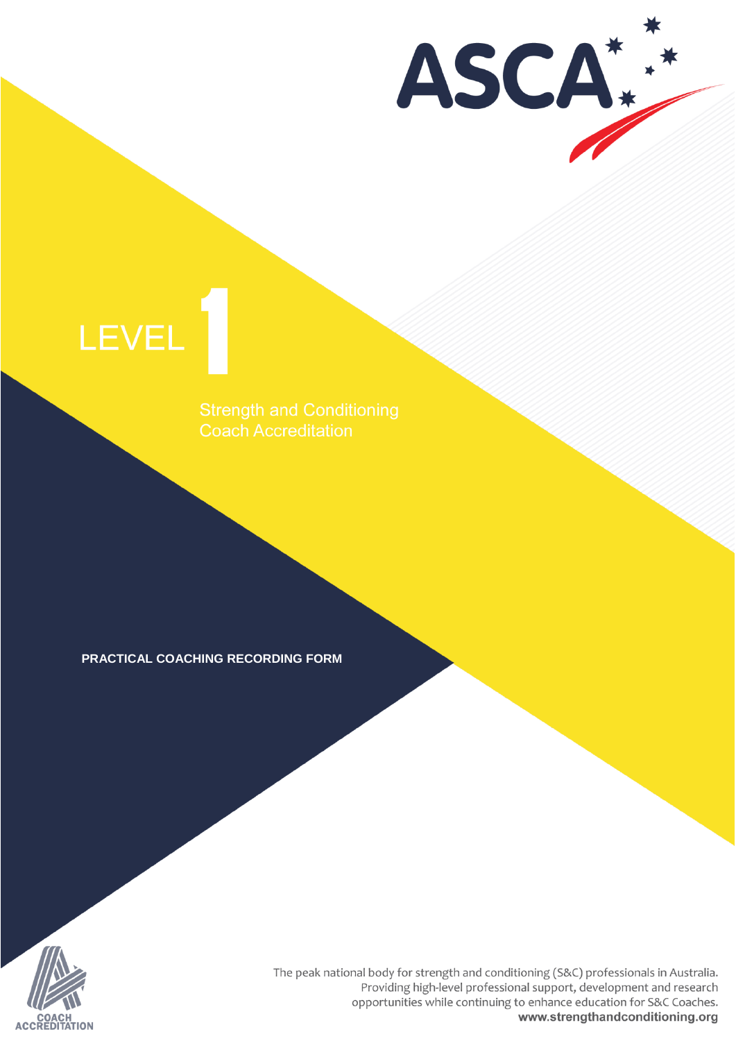# LEVEL 1

Strength and Conditioning Coach Accreditation

**PRACTICAL COACHING RECORDING FORM**

The peak national body for strength and conditioning (S&C) professionals in Australia. Providing high-level professional support, development and research opportunities while continuing to enhance education for S&C Coaches.

**www.strengthandconditioning.org**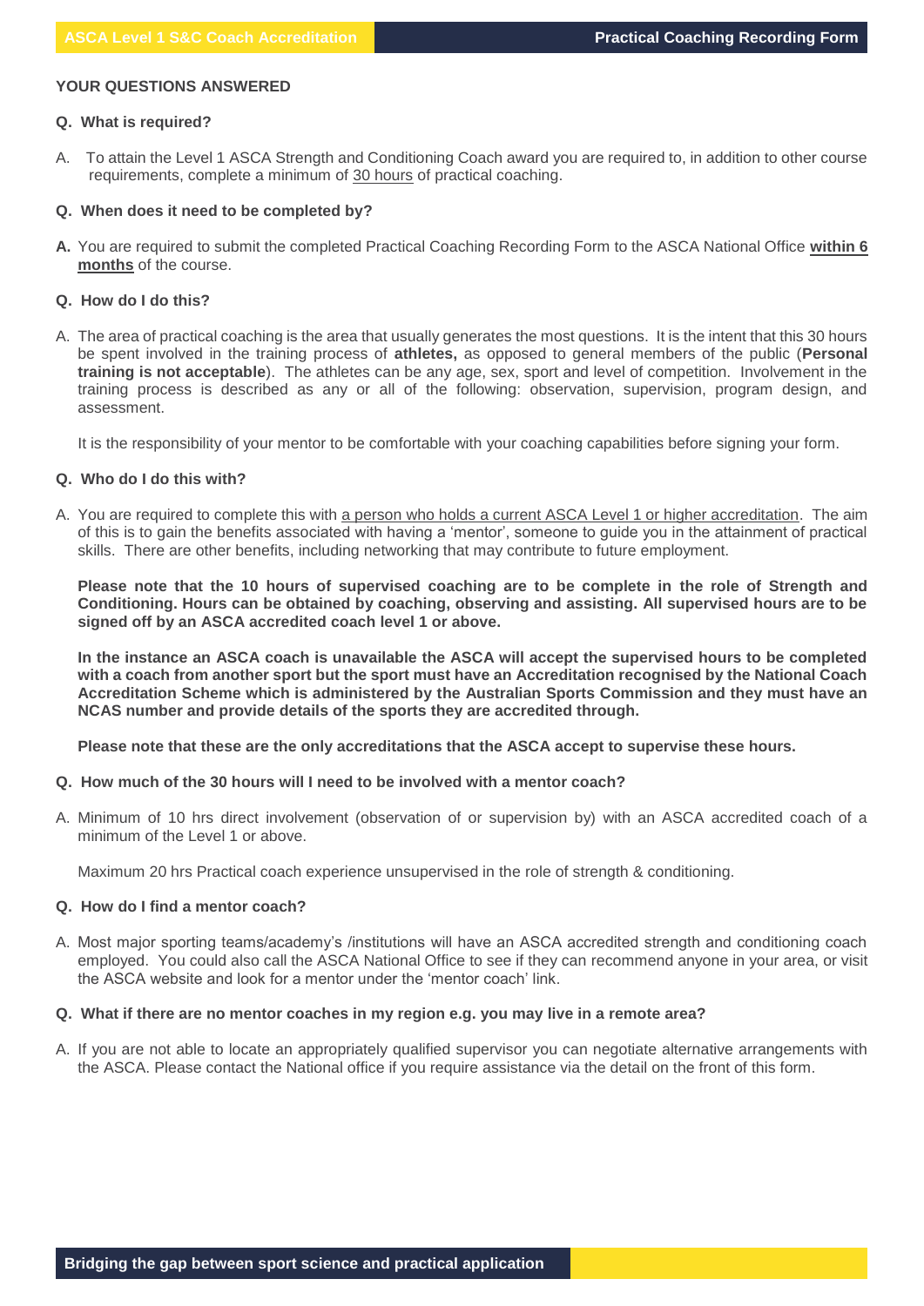## YOUR QUESTIONS ANSWERED

**Q. What is required?**

A. To attain the Level 1 ASCA Strength and Conditioning Coach award you are required to, in addition to other course requirements, complete a minimum of 30 hours of practical coaching.

**Q. When does it need to be completed by?**

**A.** You are required to submit the completed Practical Coaching Recording Form to the ASCA National Office **within 6 months** of the course.

**Q. How do I do this?**

A. The area of practical coaching is the area that usually generates the most questions. It is the intent that this 30 hours be spent involved in the training process of **athletes,** as opposed to general members of the public (**Personal training is not acceptable**). The athletes can be any age, sex, sport and level of competition. Involvement in the training process is described as any or all of the following: observation, supervision, program design, and assessment.

It is the responsibility of your mentor to be comfortable with your coaching capabilities before signing your form.

**Q. Who do I do this with?**

A. You are required to complete this with a person who holds a current ASCA Level 1 or higher accreditation. The aim of this is to gain the benefits associated with having a 'mentor', someone to guide you in the attainment of practical skills. There are other benefits, including networking that may contribute to future employment.

**Please note that the 10 hours of supervised coaching are to be complete in the role of Strength and Conditioning. Hours can be obtained by coaching, observing and assisting. All supervised hours are to be signed off by an ASCA accredited coach level 1 or above.**

**In the instance an ASCA coach is unavailable the ASCA will accept the supervised hours to be completed with a coach from another sport but the sport must have an Accreditation recognised by the National Coach Accreditation Scheme which is administered by the Australian Sports Commission and they must have an NCAS number and provide details of the sports they are accredited through.**

**Please note that these are the only accreditations that the ASCA accept to supervise these hours.**

**Q. How much of the 30 hours will I need to be involved with a mentor coach?**

A. Minimum of 10 hrs direct involvement (observation of or supervision by) with an ASCA accredited coach of a minimum of the Level 1 or above.

Maximum 20 hrs Practical coach experience unsupervised in the role of strength & conditioning.

**Q. How do I find a mentor coach?**

A. Most major sporting teams/academy's /institutions will have an ASCA accredited strength and conditioning coach employed. You could also call the ASCA National Office to see if they can recommend anyone in your area, or visit the ASCA website and look for a mentor under the 'mentor coach' link.

**Q. What if there are no mentor coaches in my region e.g. you may live in a remote area?**

A. If you are not able to locate an appropriately qualified supervisor you can negotiate alternative arrangements with the ASCA. Please contact the National office if you require assistance via the detail on the front of this form.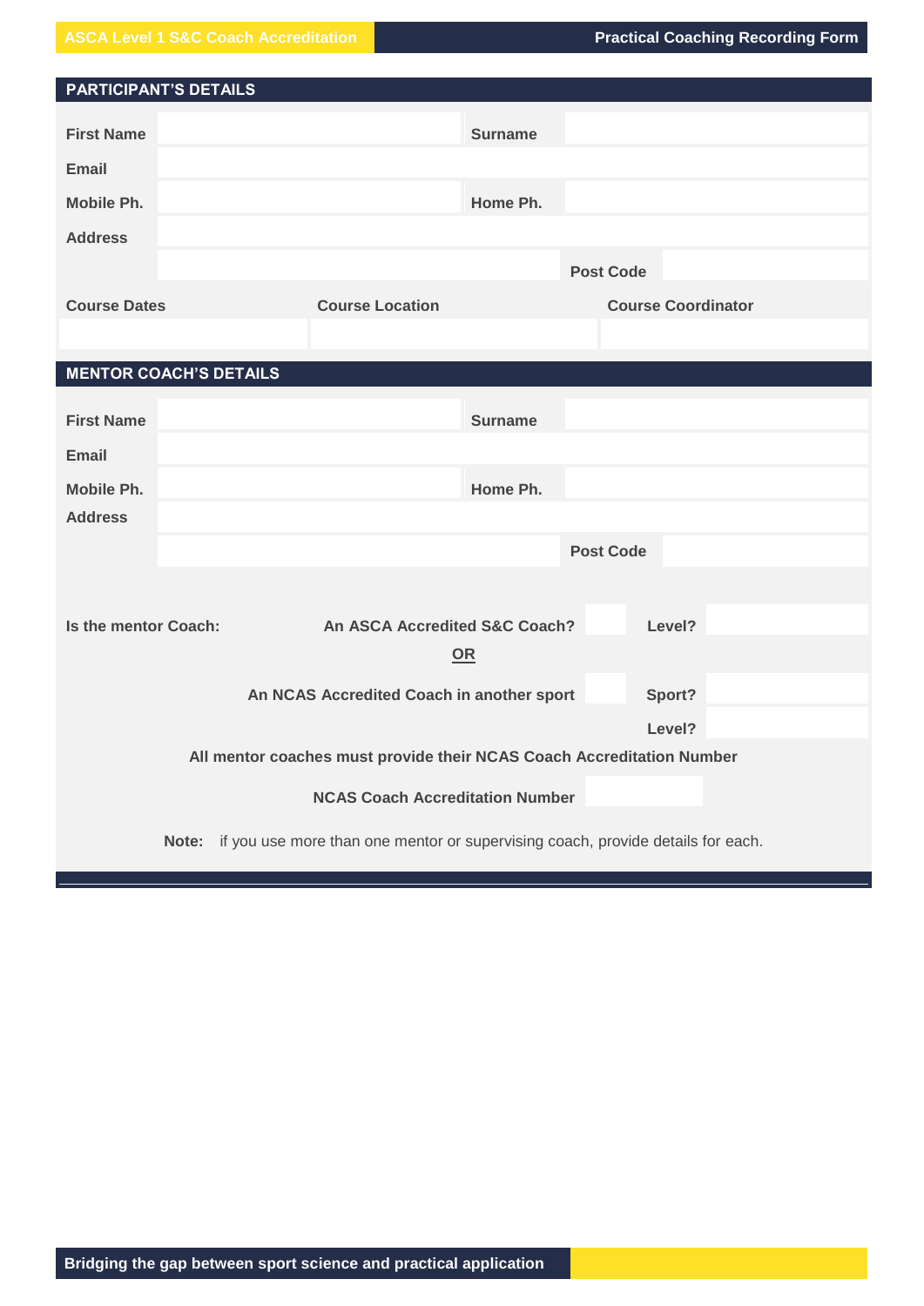## PARTICIPANT'S DETAILS

| | | | |
|---|---|---|---|
| **First Name** | | **Surname** | |
| **Email** | | | |
| **Mobile Ph.** | | **Home Ph.** | |
| **Address** | | | |
| | | **Post Code** | |

| **Course Dates** | **Course Location** | **Course Coordinator** |
|---|---|---|
| | | |

## MENTOR COACH'S DETAILS

| | | | |
|---|---|---|---|
| **First Name** | | **Surname** | |
| **Email** | | | |
| **Mobile Ph.** | | **Home Ph.** | |
| **Address** | | | |
| | | **Post Code** | |

**Is the mentor Coach:**

**An ASCA Accredited S&C Coach?** ☐ **Level?** ________

**OR**

**An NCAS Accredited Coach in another sport** ☐ **Sport?** ________

**Level?** ________

**All mentor coaches must provide their NCAS Coach Accreditation Number**

**NCAS Coach Accreditation Number** ________

**Note:** if you use more than one mentor or supervising coach, provide details for each.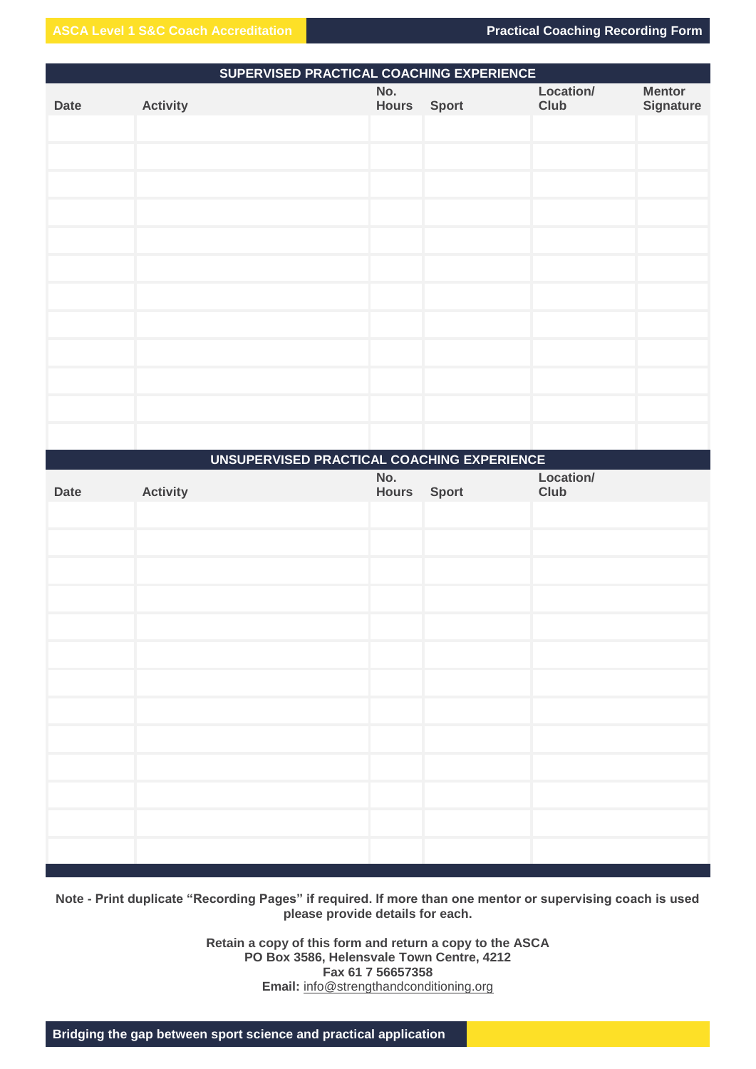## SUPERVISED PRACTICAL COACHING EXPERIENCE

| Date | Activity | No. Hours | Sport | Location/ Club | Mentor Signature |
|---|---|---|---|---|---|
| | | | | | |
| | | | | | |
| | | | | | |
| | | | | | |
| | | | | | |
| | | | | | |
| | | | | | |
| | | | | | |
| | | | | | |
| | | | | | |
| | | | | | |
| | | | | | |

## UNSUPERVISED PRACTICAL COACHING EXPERIENCE

| Date | Activity | No. Hours | Sport | Location/ Club |
|---|---|---|---|---|
| | | | | |
| | | | | |
| | | | | |
| | | | | |
| | | | | |
| | | | | |
| | | | | |
| | | | | |
| | | | | |
| | | | | |
| | | | | |
| | | | | |
| | | | | |

**Note - Print duplicate "Recording Pages" if required. If more than one mentor or supervising coach is used please provide details for each.**

**Retain a copy of this form and return a copy to the ASCA**
**PO Box 3586, Helensvale Town Centre, 4212**
**Fax 61 7 56657358**
**Email:** info@strengthandconditioning.org